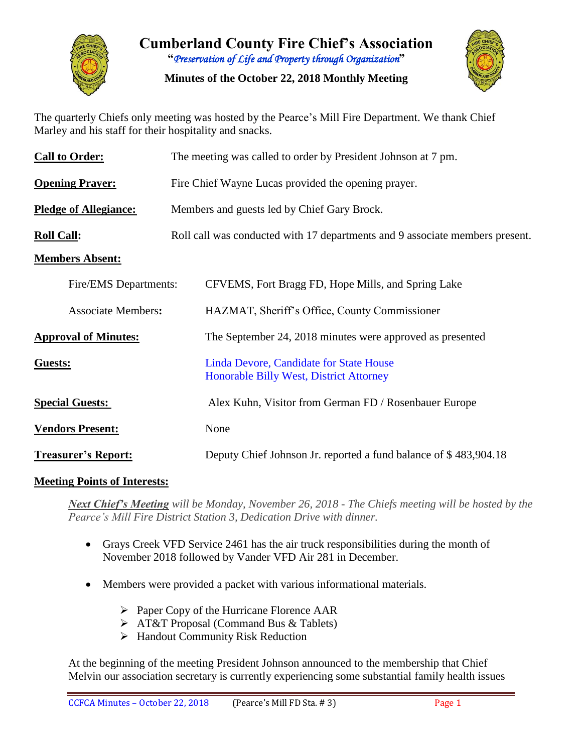# Cumberland County Fire Chief's Association

"*Preservation of Life and Property through Organization*"

**Minutes of the October 22, 2018 Monthly Meeting**

The quarterly Chiefs only meeting was hosted by the Pearce's Mill Fire Department. We thank Chief Marley and his staff for their hospitality and snacks.

**Call to Order:** The meeting was called to order by President Johnson at 7 pm.

**Opening Prayer:** Fire Chief Wayne Lucas provided the opening prayer.

**Pledge of Allegiance:** Members and guests led by Chief Gary Brock.

**Roll Call:** Roll call was conducted with 17 departments and 9 associate members present.

**Members Absent:**

Fire/EMS Departments: CFVEMS, Fort Bragg FD, Hope Mills, and Spring Lake

Associate Members**:** HAZMAT, Sheriff's Office, County Commissioner

**Approval of Minutes:** The September 24, 2018 minutes were approved as presented

**Guests:** Linda Devore, Candidate for State House
Honorable Billy West, District Attorney

**Special Guests:** Alex Kuhn, Visitor from German FD / Rosenbauer Europe

**Vendors Present:** None

**Treasurer's Report:** Deputy Chief Johnson Jr. reported a fund balance of $ 483,904.18

**Meeting Points of Interests:**

***Next Chief's Meeting*** *will be Monday, November 26, 2018 - The Chiefs meeting will be hosted by the Pearce's Mill Fire District Station 3, Dedication Drive with dinner.*

- Grays Creek VFD Service 2461 has the air truck responsibilities during the month of November 2018 followed by Vander VFD Air 281 in December.

- Members were provided a packet with various informational materials.
  - Paper Copy of the Hurricane Florence AAR
  - AT&T Proposal (Command Bus & Tablets)
  - Handout Community Risk Reduction

At the beginning of the meeting President Johnson announced to the membership that Chief Melvin our association secretary is currently experiencing some substantial family health issues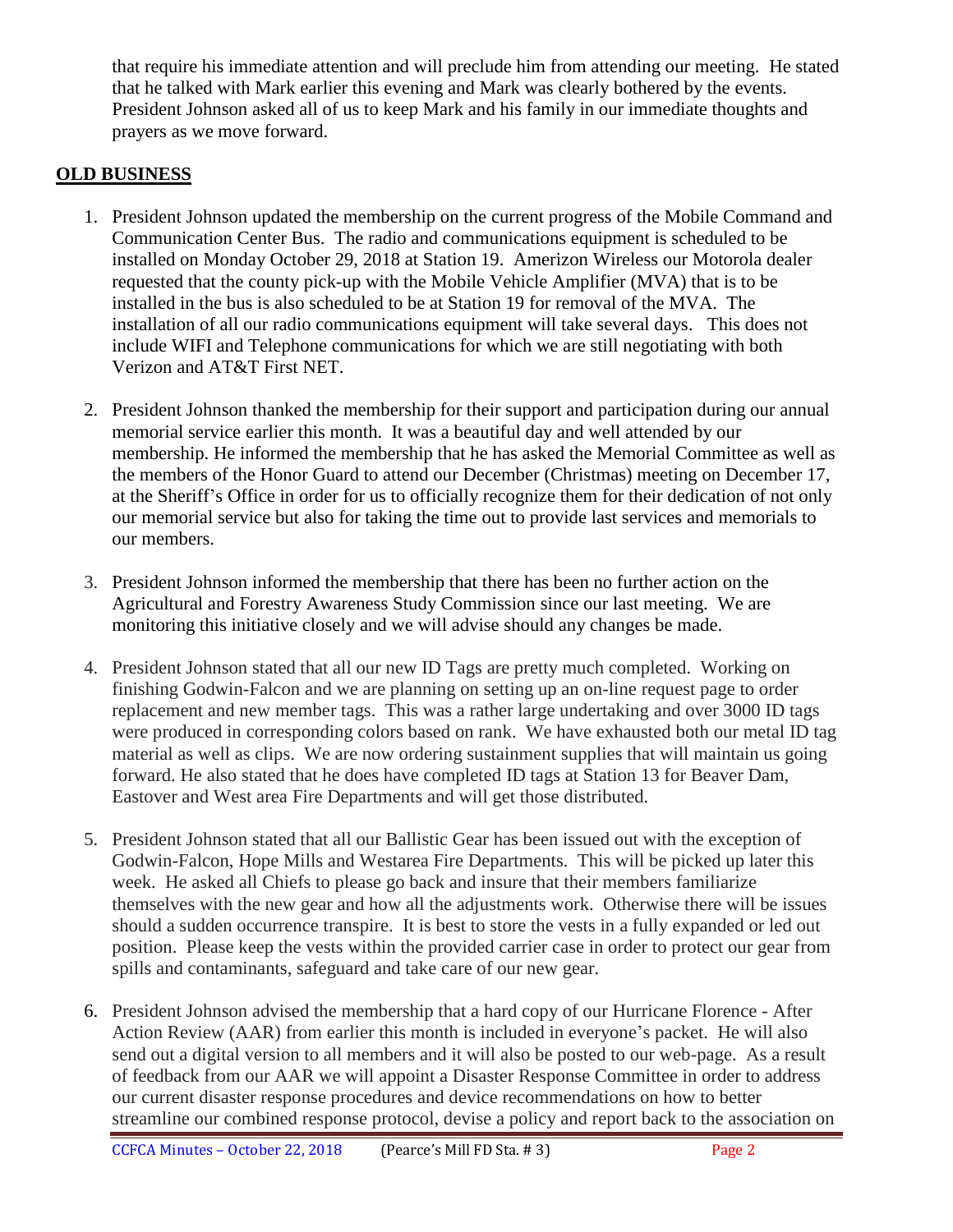that require his immediate attention and will preclude him from attending our meeting. He stated that he talked with Mark earlier this evening and Mark was clearly bothered by the events. President Johnson asked all of us to keep Mark and his family in our immediate thoughts and prayers as we move forward.

## OLD BUSINESS

1. President Johnson updated the membership on the current progress of the Mobile Command and Communication Center Bus. The radio and communications equipment is scheduled to be installed on Monday October 29, 2018 at Station 19. Amerizon Wireless our Motorola dealer requested that the county pick-up with the Mobile Vehicle Amplifier (MVA) that is to be installed in the bus is also scheduled to be at Station 19 for removal of the MVA. The installation of all our radio communications equipment will take several days. This does not include WIFI and Telephone communications for which we are still negotiating with both Verizon and AT&T First NET.

2. President Johnson thanked the membership for their support and participation during our annual memorial service earlier this month. It was a beautiful day and well attended by our membership. He informed the membership that he has asked the Memorial Committee as well as the members of the Honor Guard to attend our December (Christmas) meeting on December 17, at the Sheriff's Office in order for us to officially recognize them for their dedication of not only our memorial service but also for taking the time out to provide last services and memorials to our members.

3. President Johnson informed the membership that there has been no further action on the Agricultural and Forestry Awareness Study Commission since our last meeting. We are monitoring this initiative closely and we will advise should any changes be made.

4. President Johnson stated that all our new ID Tags are pretty much completed. Working on finishing Godwin-Falcon and we are planning on setting up an on-line request page to order replacement and new member tags. This was a rather large undertaking and over 3000 ID tags were produced in corresponding colors based on rank. We have exhausted both our metal ID tag material as well as clips. We are now ordering sustainment supplies that will maintain us going forward. He also stated that he does have completed ID tags at Station 13 for Beaver Dam, Eastover and West area Fire Departments and will get those distributed.

5. President Johnson stated that all our Ballistic Gear has been issued out with the exception of Godwin-Falcon, Hope Mills and Westarea Fire Departments. This will be picked up later this week. He asked all Chiefs to please go back and insure that their members familiarize themselves with the new gear and how all the adjustments work. Otherwise there will be issues should a sudden occurrence transpire. It is best to store the vests in a fully expanded or led out position. Please keep the vests within the provided carrier case in order to protect our gear from spills and contaminants, safeguard and take care of our new gear.

6. President Johnson advised the membership that a hard copy of our Hurricane Florence - After Action Review (AAR) from earlier this month is included in everyone's packet. He will also send out a digital version to all members and it will also be posted to our web-page. As a result of feedback from our AAR we will appoint a Disaster Response Committee in order to address our current disaster response procedures and device recommendations on how to better streamline our combined response protocol, devise a policy and report back to the association on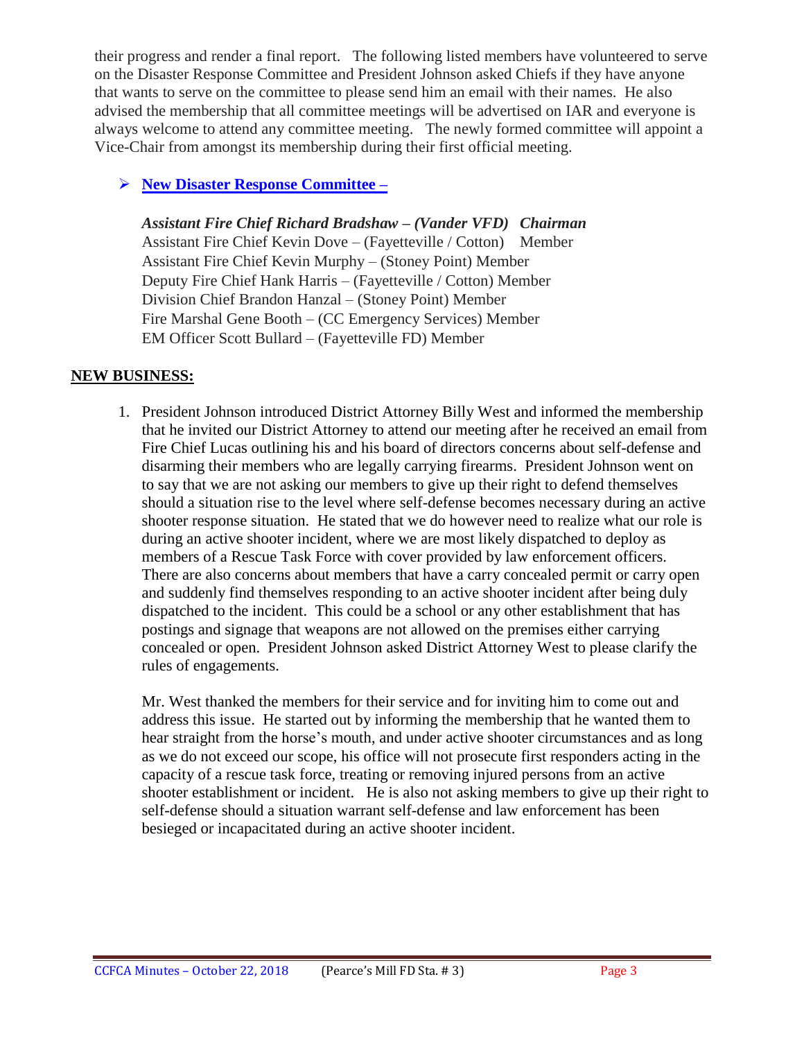their progress and render a final report. The following listed members have volunteered to serve on the Disaster Response Committee and President Johnson asked Chiefs if they have anyone that wants to serve on the committee to please send him an email with their names. He also advised the membership that all committee meetings will be advertised on IAR and everyone is always welcome to attend any committee meeting. The newly formed committee will appoint a Vice-Chair from amongst its membership during their first official meeting.

- **New Disaster Response Committee –**

  ***Assistant Fire Chief Richard Bradshaw – (Vander VFD) Chairman***
  Assistant Fire Chief Kevin Dove – (Fayetteville / Cotton) Member
  Assistant Fire Chief Kevin Murphy – (Stoney Point) Member
  Deputy Fire Chief Hank Harris – (Fayetteville / Cotton) Member
  Division Chief Brandon Hanzal – (Stoney Point) Member
  Fire Marshal Gene Booth – (CC Emergency Services) Member
  EM Officer Scott Bullard – (Fayetteville FD) Member

## NEW BUSINESS:

1. President Johnson introduced District Attorney Billy West and informed the membership that he invited our District Attorney to attend our meeting after he received an email from Fire Chief Lucas outlining his and his board of directors concerns about self-defense and disarming their members who are legally carrying firearms. President Johnson went on to say that we are not asking our members to give up their right to defend themselves should a situation rise to the level where self-defense becomes necessary during an active shooter response situation. He stated that we do however need to realize what our role is during an active shooter incident, where we are most likely dispatched to deploy as members of a Rescue Task Force with cover provided by law enforcement officers. There are also concerns about members that have a carry concealed permit or carry open and suddenly find themselves responding to an active shooter incident after being duly dispatched to the incident. This could be a school or any other establishment that has postings and signage that weapons are not allowed on the premises either carrying concealed or open. President Johnson asked District Attorney West to please clarify the rules of engagements.

   Mr. West thanked the members for their service and for inviting him to come out and address this issue. He started out by informing the membership that he wanted them to hear straight from the horse's mouth, and under active shooter circumstances and as long as we do not exceed our scope, his office will not prosecute first responders acting in the capacity of a rescue task force, treating or removing injured persons from an active shooter establishment or incident. He is also not asking members to give up their right to self-defense should a situation warrant self-defense and law enforcement has been besieged or incapacitated during an active shooter incident.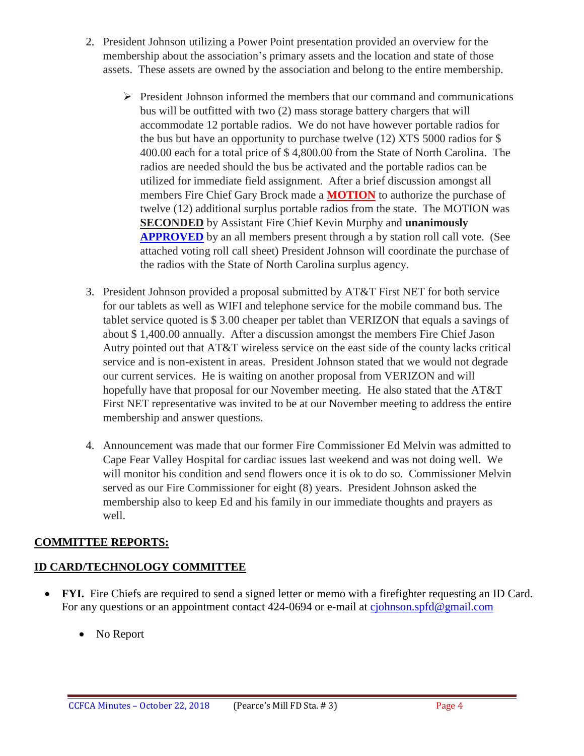2. President Johnson utilizing a Power Point presentation provided an overview for the membership about the association's primary assets and the location and state of those assets. These assets are owned by the association and belong to the entire membership.

   - President Johnson informed the members that our command and communications bus will be outfitted with two (2) mass storage battery chargers that will accommodate 12 portable radios. We do not have however portable radios for the bus but have an opportunity to purchase twelve (12) XTS 5000 radios for $ 400.00 each for a total price of $ 4,800.00 from the State of North Carolina. The radios are needed should the bus be activated and the portable radios can be utilized for immediate field assignment. After a brief discussion amongst all members Fire Chief Gary Brock made a **MOTION** to authorize the purchase of twelve (12) additional surplus portable radios from the state. The MOTION was **SECONDED** by Assistant Fire Chief Kevin Murphy and **unanimously APPROVED** by an all members present through a by station roll call vote. (See attached voting roll call sheet) President Johnson will coordinate the purchase of the radios with the State of North Carolina surplus agency.

3. President Johnson provided a proposal submitted by AT&T First NET for both service for our tablets as well as WIFI and telephone service for the mobile command bus. The tablet service quoted is $ 3.00 cheaper per tablet than VERIZON that equals a savings of about $ 1,400.00 annually. After a discussion amongst the members Fire Chief Jason Autry pointed out that AT&T wireless service on the east side of the county lacks critical service and is non-existent in areas. President Johnson stated that we would not degrade our current services. He is waiting on another proposal from VERIZON and will hopefully have that proposal for our November meeting. He also stated that the AT&T First NET representative was invited to be at our November meeting to address the entire membership and answer questions.

4. Announcement was made that our former Fire Commissioner Ed Melvin was admitted to Cape Fear Valley Hospital for cardiac issues last weekend and was not doing well. We will monitor his condition and send flowers once it is ok to do so. Commissioner Melvin served as our Fire Commissioner for eight (8) years. President Johnson asked the membership also to keep Ed and his family in our immediate thoughts and prayers as well.

## COMMITTEE REPORTS:

## ID CARD/TECHNOLOGY COMMITTEE

- **FYI.** Fire Chiefs are required to send a signed letter or memo with a firefighter requesting an ID Card. For any questions or an appointment contact 424-0694 or e-mail at cjohnson.spfd@gmail.com
  - No Report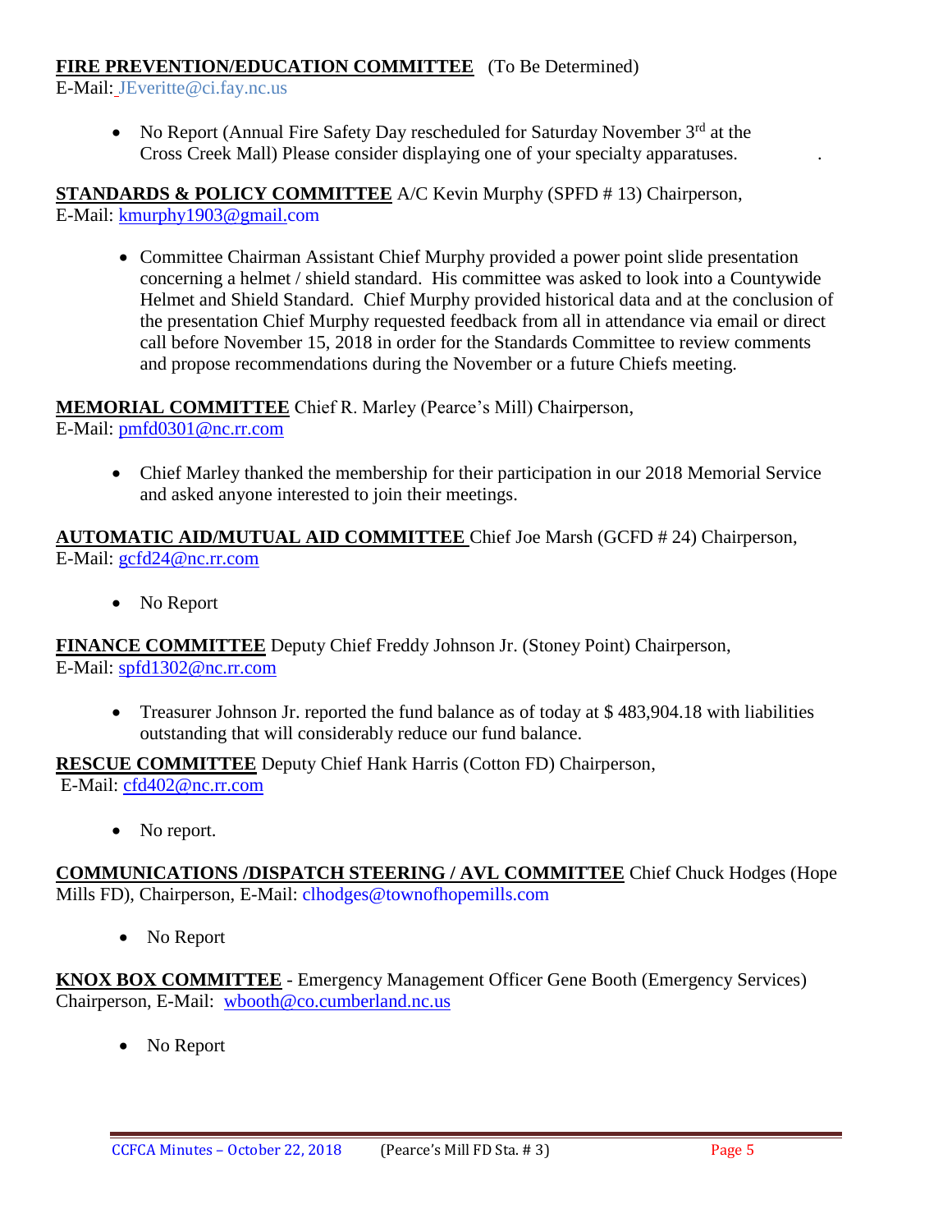**FIRE PREVENTION/EDUCATION COMMITTEE** (To Be Determined)
E-Mail: JEveritte@ci.fay.nc.us

- No Report (Annual Fire Safety Day rescheduled for Saturday November 3rd at the Cross Creek Mall) Please consider displaying one of your specialty apparatuses.

**STANDARDS & POLICY COMMITTEE** A/C Kevin Murphy (SPFD # 13) Chairperson,
E-Mail: kmurphy1903@gmail.com

- Committee Chairman Assistant Chief Murphy provided a power point slide presentation concerning a helmet / shield standard. His committee was asked to look into a Countywide Helmet and Shield Standard. Chief Murphy provided historical data and at the conclusion of the presentation Chief Murphy requested feedback from all in attendance via email or direct call before November 15, 2018 in order for the Standards Committee to review comments and propose recommendations during the November or a future Chiefs meeting.

**MEMORIAL COMMITTEE** Chief R. Marley (Pearce's Mill) Chairperson,
E-Mail: pmfd0301@nc.rr.com

- Chief Marley thanked the membership for their participation in our 2018 Memorial Service and asked anyone interested to join their meetings.

**AUTOMATIC AID/MUTUAL AID COMMITTEE** Chief Joe Marsh (GCFD # 24) Chairperson,
E-Mail: gcfd24@nc.rr.com

- No Report

**FINANCE COMMITTEE** Deputy Chief Freddy Johnson Jr. (Stoney Point) Chairperson,
E-Mail: spfd1302@nc.rr.com

- Treasurer Johnson Jr. reported the fund balance as of today at $ 483,904.18 with liabilities outstanding that will considerably reduce our fund balance.

**RESCUE COMMITTEE** Deputy Chief Hank Harris (Cotton FD) Chairperson,
E-Mail: cfd402@nc.rr.com

- No report.

**COMMUNICATIONS /DISPATCH STEERING / AVL COMMITTEE** Chief Chuck Hodges (Hope Mills FD), Chairperson, E-Mail: clhodges@townofhopemills.com

- No Report

**KNOX BOX COMMITTEE** - Emergency Management Officer Gene Booth (Emergency Services) Chairperson, E-Mail: wbooth@co.cumberland.nc.us

- No Report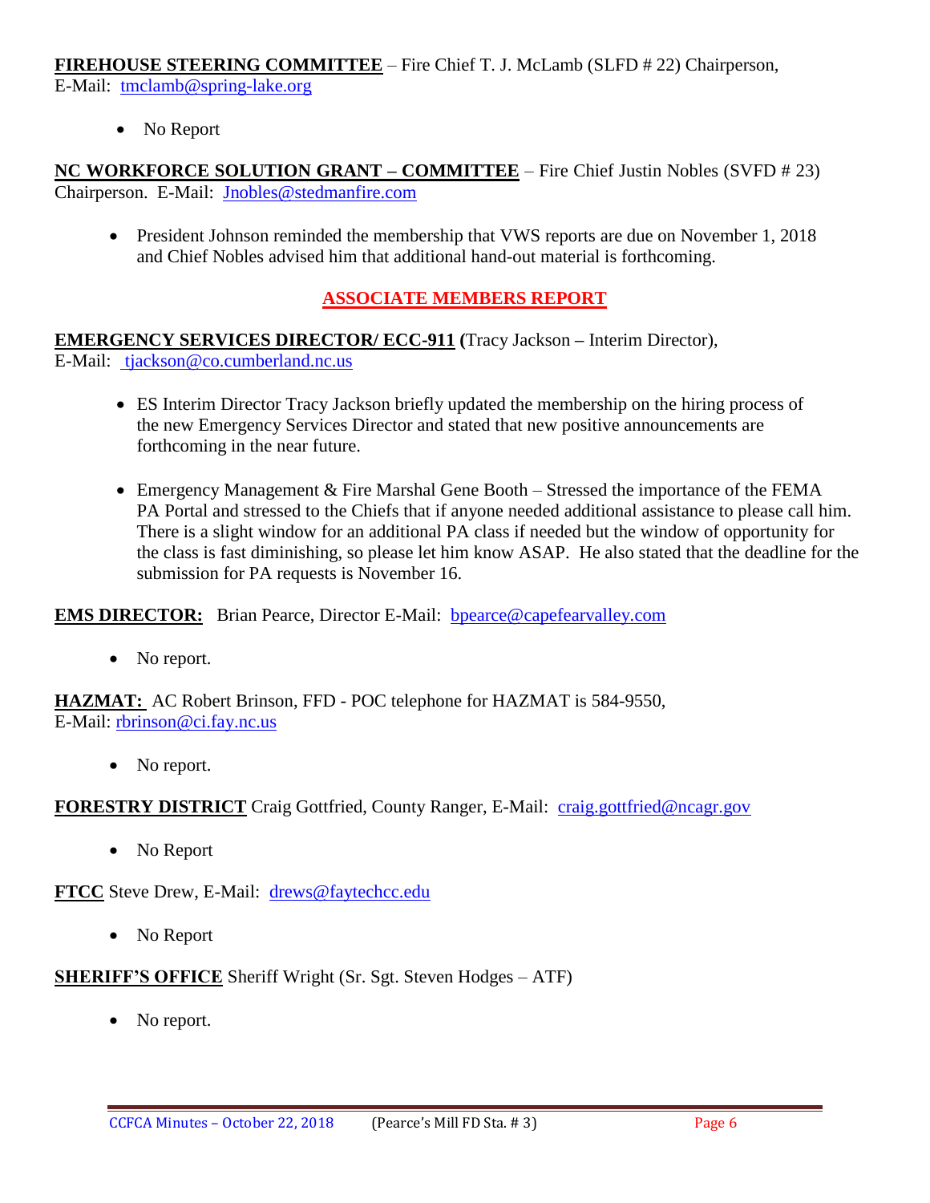**FIREHOUSE STEERING COMMITTEE** – Fire Chief T. J. McLamb (SLFD # 22) Chairperson, E-Mail: tmclamb@spring-lake.org

- No Report

**NC WORKFORCE SOLUTION GRANT – COMMITTEE** – Fire Chief Justin Nobles (SVFD # 23) Chairperson. E-Mail: Jnobles@stedmanfire.com

- President Johnson reminded the membership that VWS reports are due on November 1, 2018 and Chief Nobles advised him that additional hand-out material is forthcoming.

## ASSOCIATE MEMBERS REPORT

**EMERGENCY SERVICES DIRECTOR/ ECC-911 (**Tracy Jackson **–** Interim Director), E-Mail: tjackson@co.cumberland.nc.us

- ES Interim Director Tracy Jackson briefly updated the membership on the hiring process of the new Emergency Services Director and stated that new positive announcements are forthcoming in the near future.
- Emergency Management & Fire Marshal Gene Booth – Stressed the importance of the FEMA PA Portal and stressed to the Chiefs that if anyone needed additional assistance to please call him. There is a slight window for an additional PA class if needed but the window of opportunity for the class is fast diminishing, so please let him know ASAP. He also stated that the deadline for the submission for PA requests is November 16.

**EMS DIRECTOR:** Brian Pearce, Director E-Mail: bpearce@capefearvalley.com

- No report.

**HAZMAT:** AC Robert Brinson, FFD - POC telephone for HAZMAT is 584-9550, E-Mail: rbrinson@ci.fay.nc.us

- No report.

**FORESTRY DISTRICT** Craig Gottfried, County Ranger, E-Mail: craig.gottfried@ncagr.gov

- No Report

**FTCC** Steve Drew, E-Mail: drews@faytechcc.edu

- No Report

**SHERIFF'S OFFICE** Sheriff Wright (Sr. Sgt. Steven Hodges – ATF)

- No report.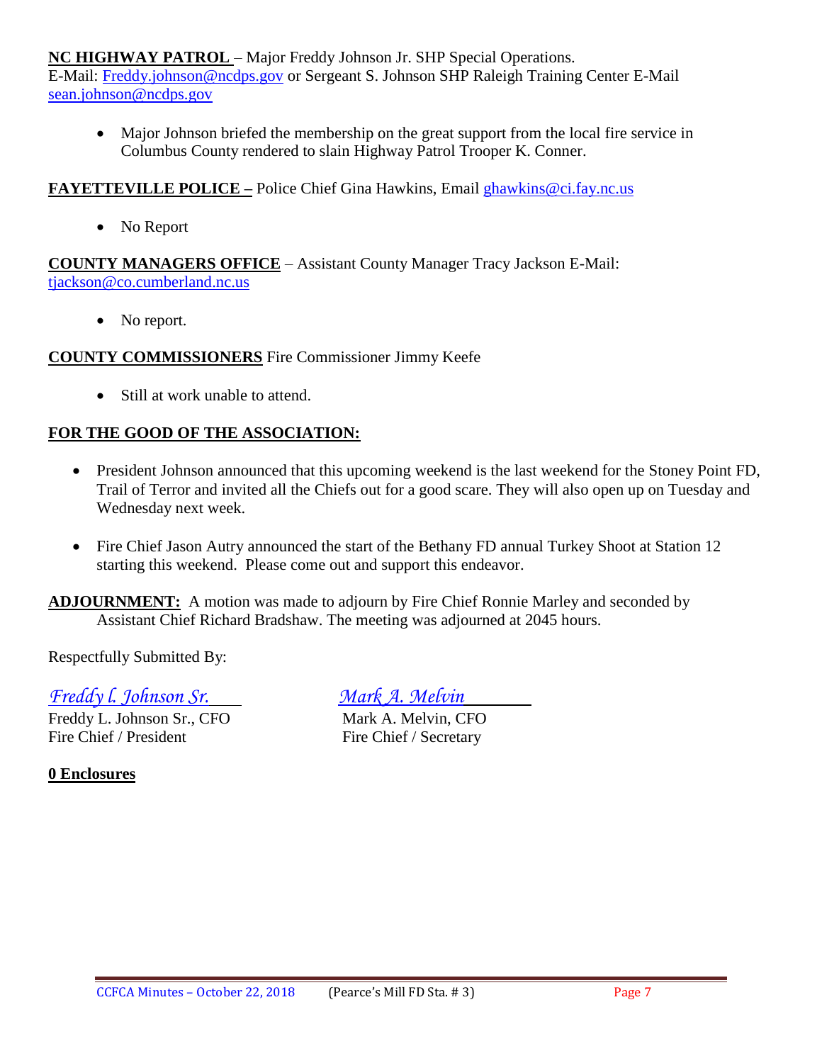**NC HIGHWAY PATROL** – Major Freddy Johnson Jr. SHP Special Operations.
E-Mail: Freddy.johnson@ncdps.gov or Sergeant S. Johnson SHP Raleigh Training Center E-Mail sean.johnson@ncdps.gov

- Major Johnson briefed the membership on the great support from the local fire service in Columbus County rendered to slain Highway Patrol Trooper K. Conner.

**FAYETTEVILLE POLICE –** Police Chief Gina Hawkins, Email ghawkins@ci.fay.nc.us

- No Report

**COUNTY MANAGERS OFFICE** – Assistant County Manager Tracy Jackson E-Mail: tjackson@co.cumberland.nc.us

- No report.

**COUNTY COMMISSIONERS** Fire Commissioner Jimmy Keefe

- Still at work unable to attend.

**FOR THE GOOD OF THE ASSOCIATION:**

- President Johnson announced that this upcoming weekend is the last weekend for the Stoney Point FD, Trail of Terror and invited all the Chiefs out for a good scare. They will also open up on Tuesday and Wednesday next week.

- Fire Chief Jason Autry announced the start of the Bethany FD annual Turkey Shoot at Station 12 starting this weekend. Please come out and support this endeavor.

**ADJOURNMENT:** A motion was made to adjourn by Fire Chief Ronnie Marley and seconded by Assistant Chief Richard Bradshaw. The meeting was adjourned at 2045 hours.

Respectfully Submitted By:

| *Freddy l. Johnson Sr.* | *Mark A. Melvin* |
|---|---|
| Freddy L. Johnson Sr., CFO | Mark A. Melvin, CFO |
| Fire Chief / President | Fire Chief / Secretary |

**0 Enclosures**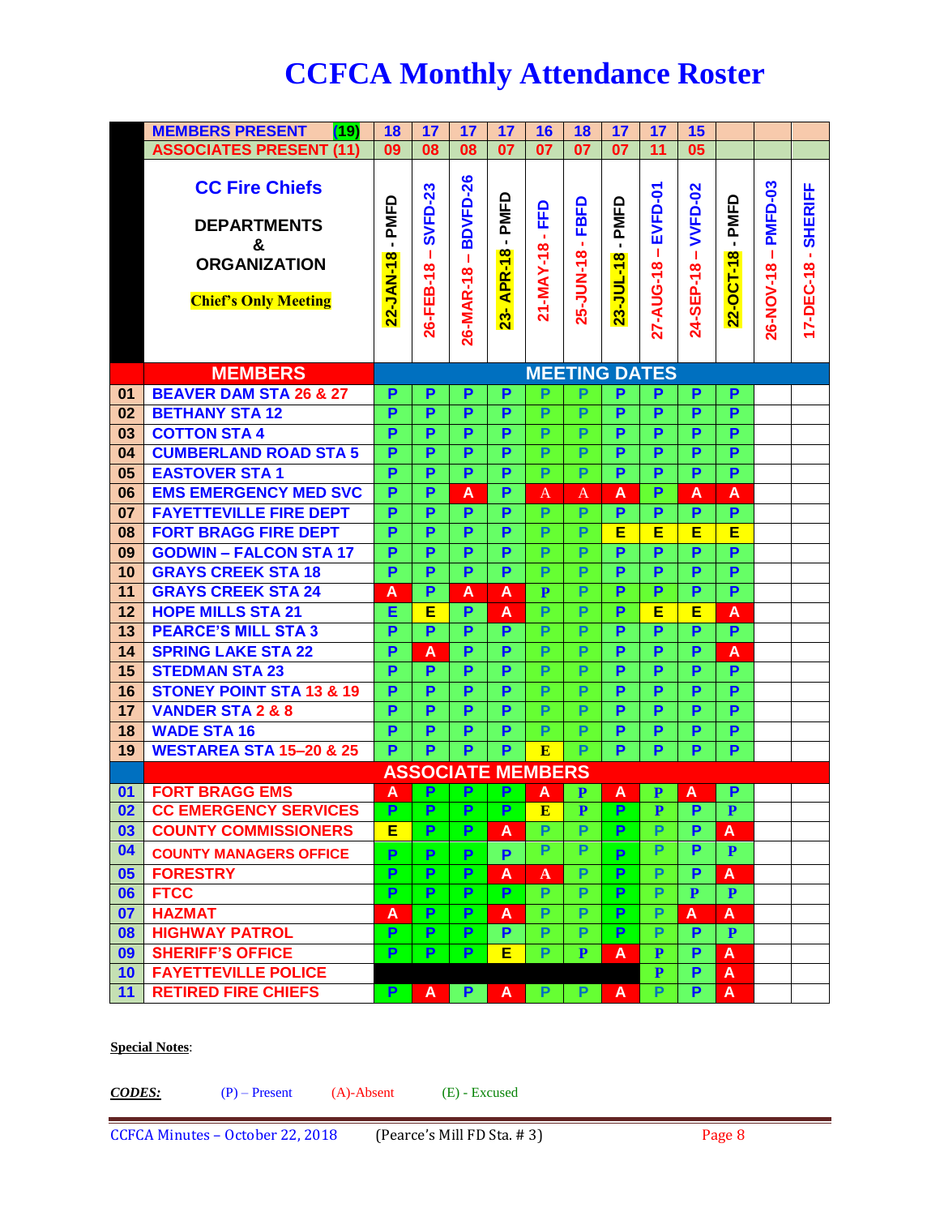# CCFCA Monthly Attendance Roster

| | MEMBERS PRESENT (19) | 18 | 17 | 17 | 17 | 16 | 18 | 17 | 17 | 15 | | | |
|---|---|---|---|---|---|---|---|---|---|---|---|---|---|
| | ASSOCIATES PRESENT (11) | 09 | 08 | 08 | 07 | 07 | 07 | 07 | 11 | 05 | | | |
| | CC Fire Chiefs<br>DEPARTMENTS & ORGANIZATION<br>Chief's Only Meeting | 22-JAN-18 - PMFD | 26-FEB-18 – SVFD-23 | 26-MAR-18 – BDVFD-26 | 23- APR-18 - PMFD | 21-MAY-18 - FFD | 25-JUN-18 - FBFD | 23-JUL-18 - PMFD | 27-AUG-18 – EVFD-01 | 24-SEP-18 – VVFD-02 | 22-OCT-18 - PMFD | 26-NOV-18 – PMFD-03 | 17-DEC-18 - SHERIFF |
| | **MEMBERS** | **MEETING DATES** | | | | | | | | | | | |
| 01 | BEAVER DAM STA 26 & 27 | P | P | P | P | P | P | P | P | P | P | | |
| 02 | BETHANY STA 12 | P | P | P | P | P | P | P | P | P | P | | |
| 03 | COTTON STA 4 | P | P | P | P | P | P | P | P | P | P | | |
| 04 | CUMBERLAND ROAD STA 5 | P | P | P | P | P | P | P | P | P | P | | |
| 05 | EASTOVER STA 1 | P | P | P | P | P | P | P | P | P | P | | |
| 06 | EMS EMERGENCY MED SVC | P | P | A | P | A | A | A | P | A | A | | |
| 07 | FAYETTEVILLE FIRE DEPT | P | P | P | P | P | P | P | P | P | P | | |
| 08 | FORT BRAGG FIRE DEPT | P | P | P | P | P | P | E | E | E | E | | |
| 09 | GODWIN – FALCON STA 17 | P | P | P | P | P | P | P | P | P | P | | |
| 10 | GRAYS CREEK STA 18 | P | P | P | P | P | P | P | P | P | P | | |
| 11 | GRAYS CREEK STA 24 | A | P | A | A | P | P | P | P | P | P | | |
| 12 | HOPE MILLS STA 21 | E | E | P | A | P | P | P | E | E | A | | |
| 13 | PEARCE'S MILL STA 3 | P | P | P | P | P | P | P | P | P | P | | |
| 14 | SPRING LAKE STA 22 | P | A | P | P | P | P | P | P | P | A | | |
| 15 | STEDMAN STA 23 | P | P | P | P | P | P | P | P | P | P | | |
| 16 | STONEY POINT STA 13 & 19 | P | P | P | P | P | P | P | P | P | P | | |
| 17 | VANDER STA 2 & 8 | P | P | P | P | P | P | P | P | P | P | | |
| 18 | WADE STA 16 | P | P | P | P | P | P | P | P | P | P | | |
| 19 | WESTAREA STA 15–20 & 25 | P | P | P | P | E | P | P | P | P | P | | |
| | **ASSOCIATE MEMBERS** | | | | | | | | | | | | |
| 01 | FORT BRAGG EMS | A | P | P | P | A | P | A | P | A | P | | |
| 02 | CC EMERGENCY SERVICES | P | P | P | P | E | P | P | P | P | P | | |
| 03 | COUNTY COMMISSIONERS | E | P | P | A | P | P | P | P | P | A | | |
| 04 | COUNTY MANAGERS OFFICE | P | P | P | P | P | P | P | P | P | P | | |
| 05 | FORESTRY | P | P | P | A | A | P | P | P | P | A | | |
| 06 | FTCC | P | P | P | P | P | P | P | P | P | P | | |
| 07 | HAZMAT | A | P | P | A | P | P | P | P | A | A | | |
| 08 | HIGHWAY PATROL | P | P | P | P | P | P | P | P | P | P | | |
| 09 | SHERIFF'S OFFICE | P | P | P | E | P | P | A | P | P | A | | |
| 10 | FAYETTEVILLE POLICE | | | | | | | | P | P | A | | |
| 11 | RETIRED FIRE CHIEFS | P | A | P | A | P | P | A | P | P | A | | |

**Special Notes**:

***CODES:*** (P) – Present (A)-Absent (E) - Excused

CCFCA Minutes – October 22, 2018 (Pearce's Mill FD Sta. # 3)